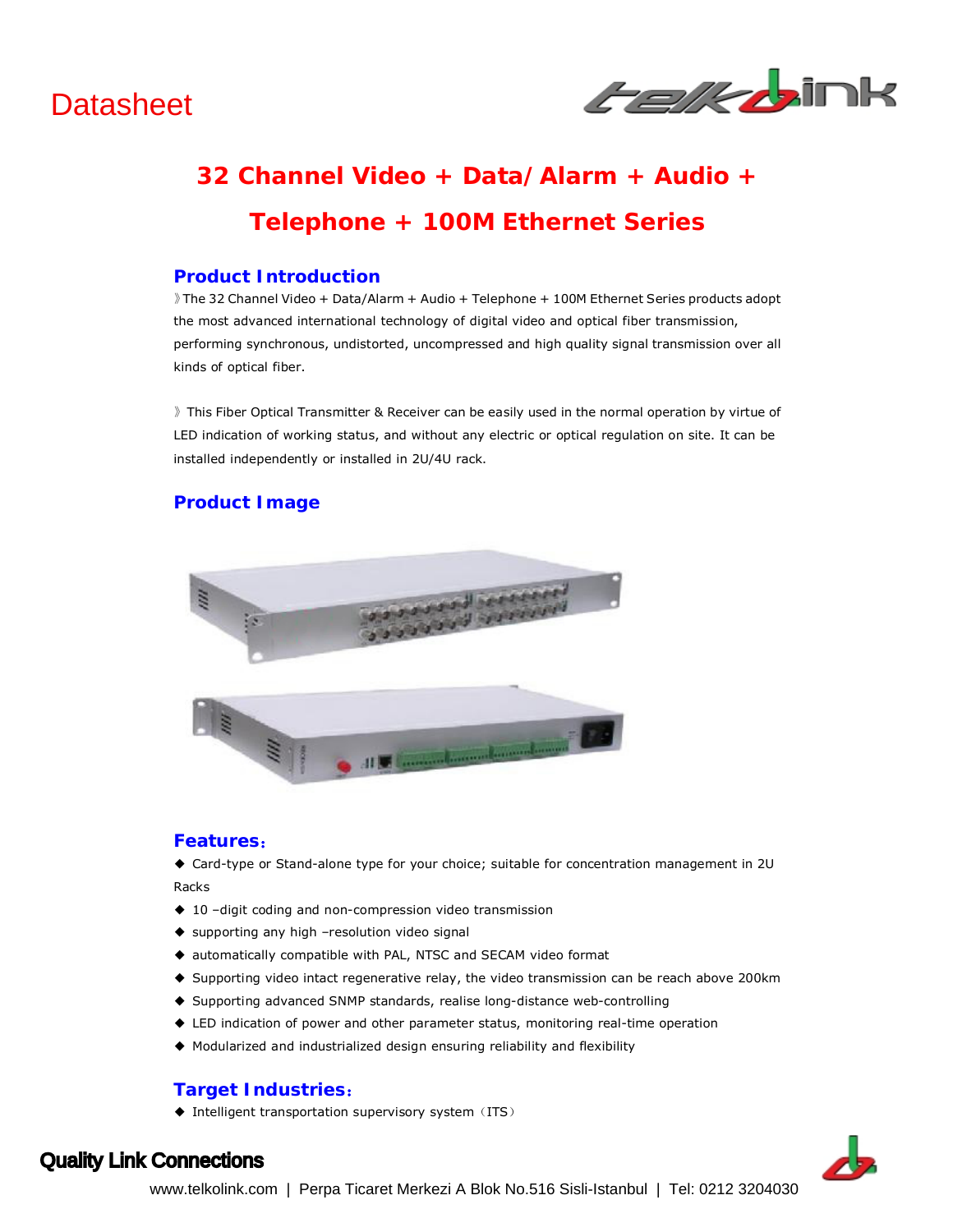Datasheet

# 32 Channel Video + Data/ Alarm + Audio + Telephone + 100M Ethernet Series

## Product Introduction

》The 32 Channel Video + Data/Alarm + Audio + Telephone + 100M Ethernet Series products adopt the most advanced international technology of digital video and optical fiber transmission, performing synchronous, undistorted, uncompressed and high quality signal transmission over all kinds of optical fiber.

》 This Fiber Optical Transmitter & Receiver can be easily used in the normal operation by virtue of LED indication of working status, and without any electric or optical regulation on site. It can be installed independently or installed in 2U/4U rack.

## Product Image

## Features：

◆ Card-type or Stand-alone type for your choice; suitable for concentration management in 2U Racks

◆ 10 –digit coding and non-compression video transmission

◆ supporting any high –resolution video signal

◆ automatically compatible with PAL, NTSC and SECAM video format

◆ Supporting video intact regenerative relay, the video transmission can be reach above 200km

◆ Supporting advanced SNMP standards, realise long-distance web-controlling

◆ LED indication of power and other parameter status, monitoring real-time operation

◆ Modularized and industrialized design ensuring reliability and flexibility

## Target Industries：

◆ Intelligent transportation supervisory system（ITS）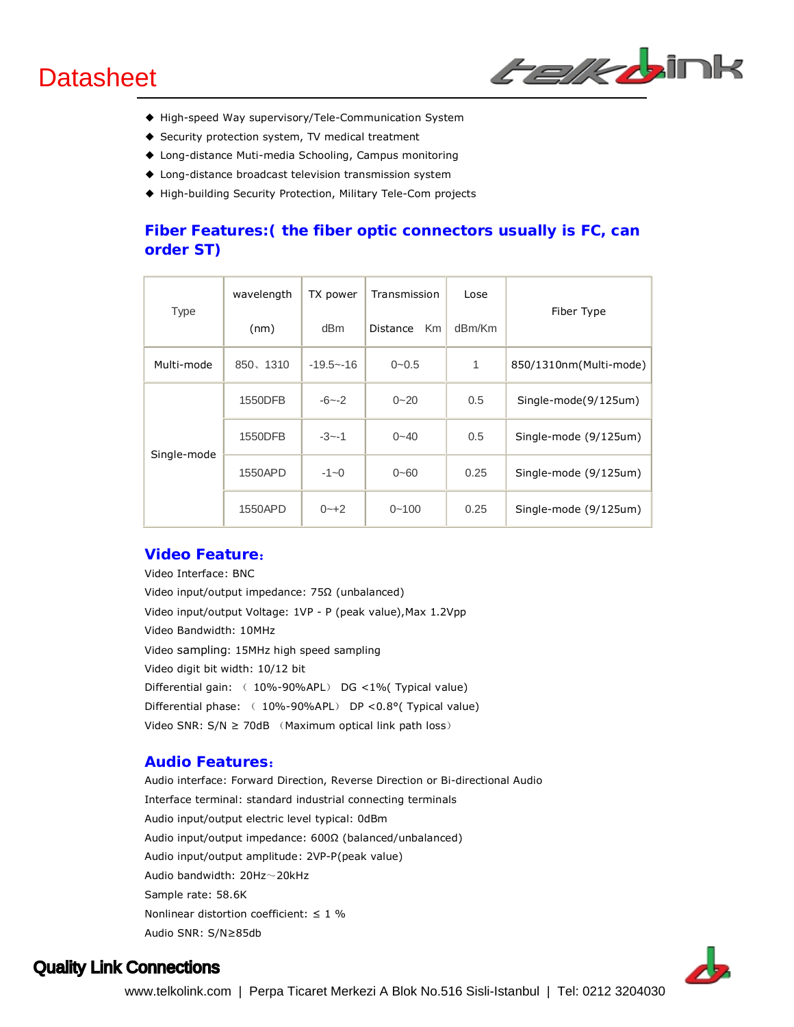- High-speed Way supervisory/Tele-Communication System
- Security protection system, TV medical treatment
- Long-distance Muti-media Schooling, Campus monitoring
- Long-distance broadcast television transmission system
- High-building Security Protection, Military Tele-Com projects

## Fiber Features:( the fiber optic connectors usually is FC, can order ST)

| Type | wavelength (nm) | TX power dBm | Transmission Distance Km | Lose dBm/Km | Fiber Type |
|---|---|---|---|---|---|
| Multi-mode | 850、1310 | -19.5~-16 | 0~0.5 | 1 | 850/1310nm(Multi-mode) |
| Single-mode | 1550DFB | -6~-2 | 0~20 | 0.5 | Single-mode(9/125um) |
| | 1550DFB | -3~-1 | 0~40 | 0.5 | Single-mode (9/125um) |
| | 1550APD | -1~0 | 0~60 | 0.25 | Single-mode (9/125um) |
| | 1550APD | 0~+2 | 0~100 | 0.25 | Single-mode (9/125um) |

## Video Feature:

Video Interface: BNC

Video input/output impedance: 75Ω (unbalanced)

Video input/output Voltage: 1VP - P (peak value),Max 1.2Vpp

Video Bandwidth: 10MHz

Video sampling: 15MHz high speed sampling

Video digit bit width: 10/12 bit

Differential gain: （10%-90%APL） DG <1%( Typical value)

Differential phase: （10%-90%APL） DP <0.8°( Typical value)

Video SNR: S/N ≥ 70dB （Maximum optical link path loss）

## Audio Features:

Audio interface: Forward Direction, Reverse Direction or Bi-directional Audio

Interface terminal: standard industrial connecting terminals

Audio input/output electric level typical: 0dBm

Audio input/output impedance: 600Ω (balanced/unbalanced)

Audio input/output amplitude: 2VP-P(peak value)

Audio bandwidth: 20Hz～20kHz

Sample rate: 58.6K

Nonlinear distortion coefficient: ≤ 1 %

Audio SNR: S/N≥85db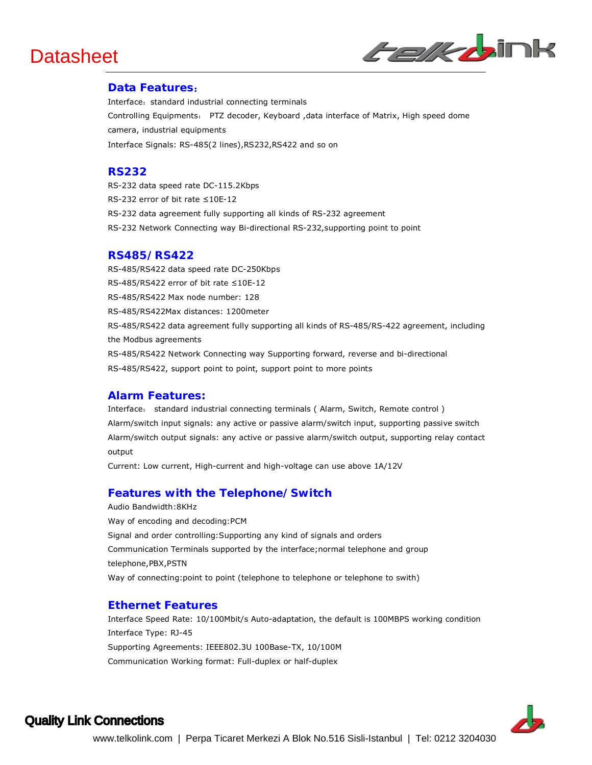## Data Features：

Interface：standard industrial connecting terminals

Controlling Equipments： PTZ decoder, Keyboard ,data interface of Matrix, High speed dome camera, industrial equipments

Interface Signals: RS-485(2 lines),RS232,RS422 and so on

## RS232

RS-232 data speed rate DC-115.2Kbps

RS-232 error of bit rate ≤10E-12

RS-232 data agreement fully supporting all kinds of RS-232 agreement

RS-232 Network Connecting way Bi-directional RS-232,supporting point to point

## RS485/ RS422

RS-485/RS422 data speed rate DC-250Kbps

RS-485/RS422 error of bit rate ≤10E-12

RS-485/RS422 Max node number: 128

RS-485/RS422Max distances: 1200meter

RS-485/RS422 data agreement fully supporting all kinds of RS-485/RS-422 agreement, including the Modbus agreements

RS-485/RS422 Network Connecting way Supporting forward, reverse and bi-directional RS-485/RS422, support point to point, support point to more points

## Alarm Features:

Interface： standard industrial connecting terminals ( Alarm, Switch, Remote control )

Alarm/switch input signals: any active or passive alarm/switch input, supporting passive switch

Alarm/switch output signals: any active or passive alarm/switch output, supporting relay contact output

Current: Low current, High-current and high-voltage can use above 1A/12V

## Features with the Telephone/ Switch

Audio Bandwidth:8KHz

Way of encoding and decoding:PCM

Signal and order controlling:Supporting any kind of signals and orders

Communication Terminals supported by the interface;normal telephone and group telephone,PBX,PSTN

Way of connecting:point to point (telephone to telephone or telephone to swith)

## Ethernet Features

Interface Speed Rate: 10/100Mbit/s Auto-adaptation, the default is 100MBPS working condition

Interface Type: RJ-45

Supporting Agreements: IEEE802.3U 100Base-TX, 10/100M

Communication Working format: Full-duplex or half-duplex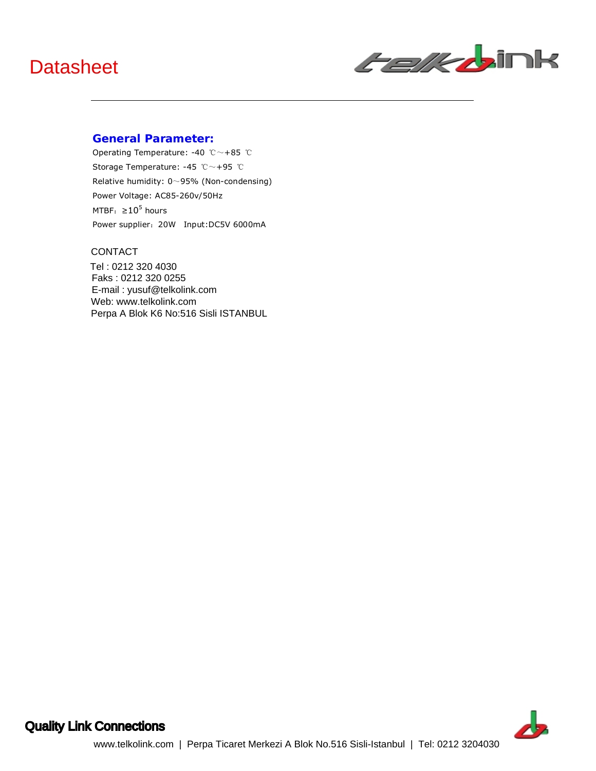## General Parameter:

Operating Temperature: -40 ℃～+85 ℃

Storage Temperature: -45 ℃～+95 ℃

Relative humidity: 0～95% (Non-condensing)

Power Voltage: AC85-260v/50Hz

MTBF：≥$10^5$ hours

Power supplier：20W Input:DC5V 6000mA

CONTACT

Tel : 0212 320 4030

Faks : 0212 320 0255

E-mail : yusuf@telkolink.com

Web: www.telkolink.com

Perpa A Blok K6 No:516 Sisli ISTANBUL